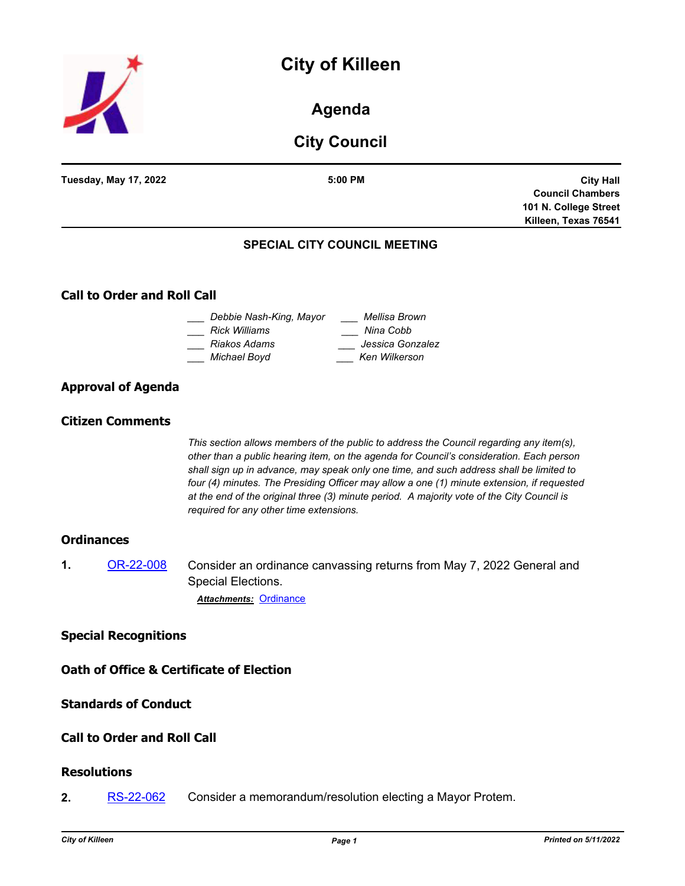# City of Killeen

## Agenda

## City Council

**Tuesday, May 17, 2022** | **5:00 PM** | **City Hall Council Chambers 101 N. College Street Killeen, Texas 76541**

### SPECIAL CITY COUNCIL MEETING

## Call to Order and Roll Call

___ *Debbie Nash-King, Mayor*
___ *Rick Williams*
___ *Riakos Adams*
___ *Michael Boyd*
___ *Mellisa Brown*
___ *Nina Cobb*
___ *Jessica Gonzalez*
___ *Ken Wilkerson*

## Approval of Agenda

## Citizen Comments

*This section allows members of the public to address the Council regarding any item(s), other than a public hearing item, on the agenda for Council's consideration. Each person shall sign up in advance, may speak only one time, and such address shall be limited to four (4) minutes. The Presiding Officer may allow a one (1) minute extension, if requested at the end of the original three (3) minute period. A majority vote of the City Council is required for any other time extensions.*

## Ordinances

**1.** OR-22-008 Consider an ordinance canvassing returns from May 7, 2022 General and Special Elections.

***Attachments:*** Ordinance

## Special Recognitions

## Oath of Office & Certificate of Election

## Standards of Conduct

## Call to Order and Roll Call

## Resolutions

**2.** RS-22-062 Consider a memorandum/resolution electing a Mayor Protem.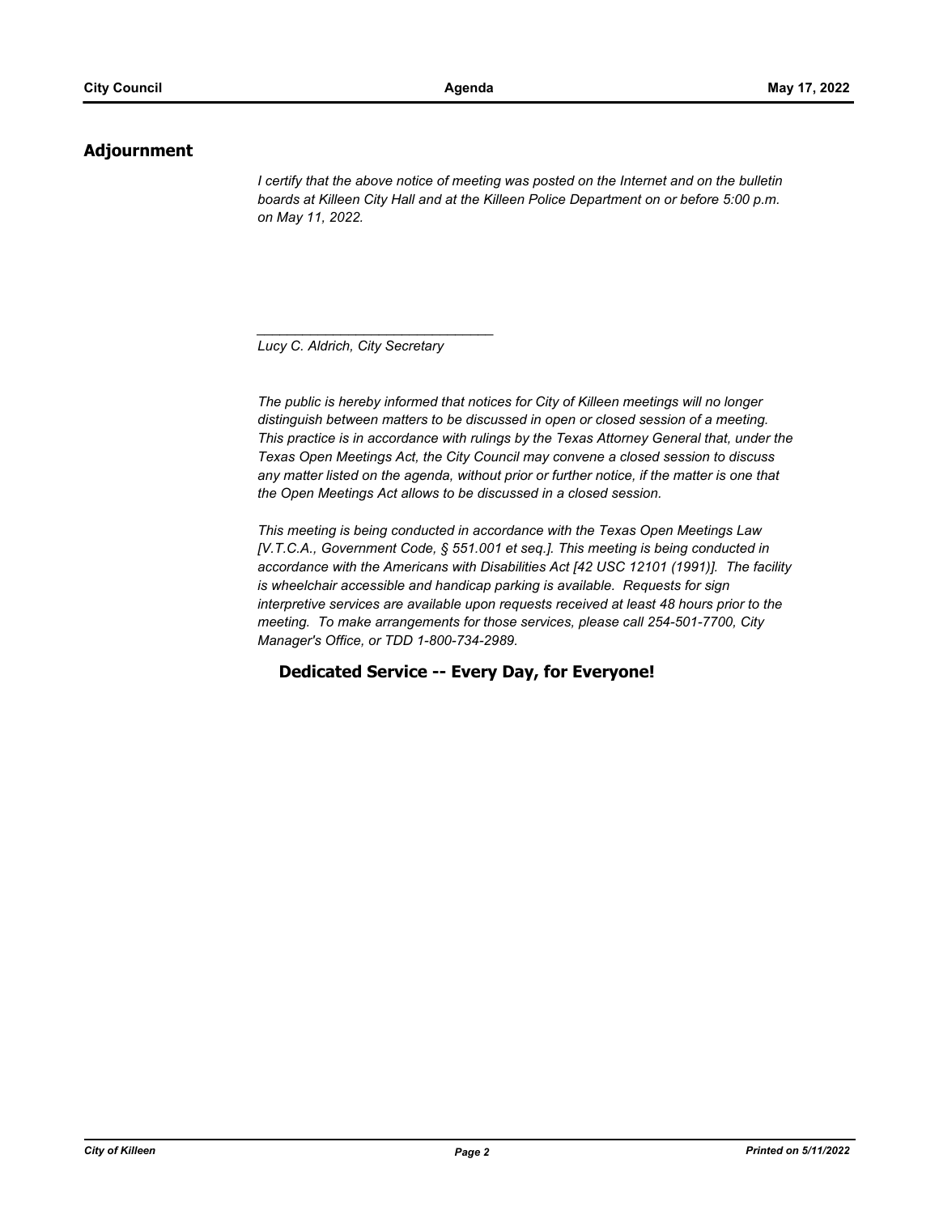## Adjournment

*I certify that the above notice of meeting was posted on the Internet and on the bulletin boards at Killeen City Hall and at the Killeen Police Department on or before 5:00 p.m. on May 11, 2022.*

_______________________________

*Lucy C. Aldrich, City Secretary*

*The public is hereby informed that notices for City of Killeen meetings will no longer distinguish between matters to be discussed in open or closed session of a meeting. This practice is in accordance with rulings by the Texas Attorney General that, under the Texas Open Meetings Act, the City Council may convene a closed session to discuss any matter listed on the agenda, without prior or further notice, if the matter is one that the Open Meetings Act allows to be discussed in a closed session.*

*This meeting is being conducted in accordance with the Texas Open Meetings Law [V.T.C.A., Government Code, § 551.001 et seq.]. This meeting is being conducted in accordance with the Americans with Disabilities Act [42 USC 12101 (1991)]. The facility is wheelchair accessible and handicap parking is available. Requests for sign interpretive services are available upon requests received at least 48 hours prior to the meeting. To make arrangements for those services, please call 254-501-7700, City Manager's Office, or TDD 1-800-734-2989.*

**Dedicated Service -- Every Day, for Everyone!**